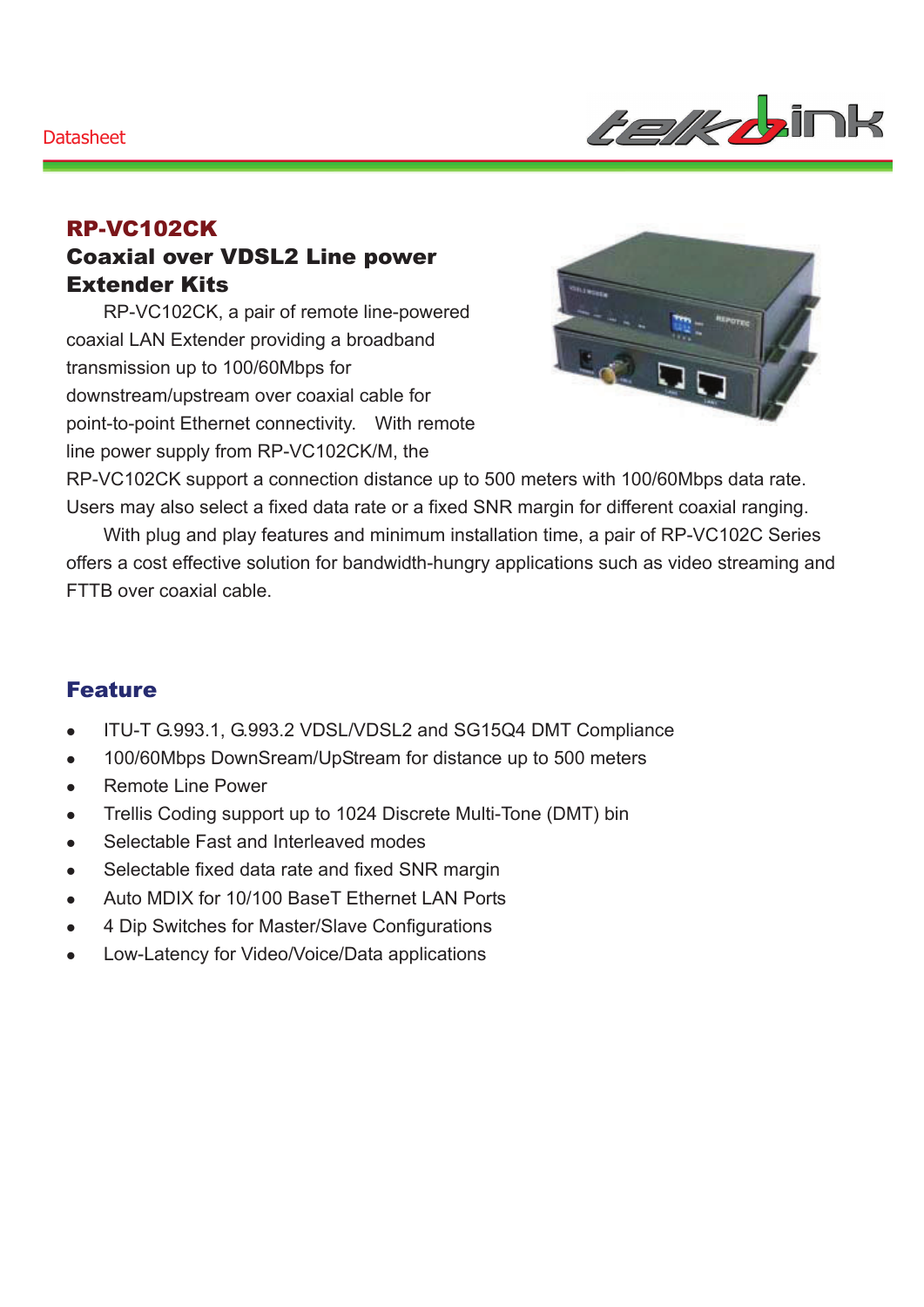Datasheet

## RP-VC102CK

## Coaxial over VDSL2 Line power Extender Kits

RP-VC102CK, a pair of remote line-powered coaxial LAN Extender providing a broadband transmission up to 100/60Mbps for downstream/upstream over coaxial cable for point-to-point Ethernet connectivity. With remote line power supply from RP-VC102CK/M, the RP-VC102CK support a connection distance up to 500 meters with 100/60Mbps data rate. Users may also select a fixed data rate or a fixed SNR margin for different coaxial ranging.

With plug and play features and minimum installation time, a pair of RP-VC102C Series offers a cost effective solution for bandwidth-hungry applications such as video streaming and FTTB over coaxial cable.

## Feature

- ITU-T G.993.1, G.993.2 VDSL/VDSL2 and SG15Q4 DMT Compliance
- 100/60Mbps DownSream/UpStream for distance up to 500 meters
- Remote Line Power
- Trellis Coding support up to 1024 Discrete Multi-Tone (DMT) bin
- Selectable Fast and Interleaved modes
- Selectable fixed data rate and fixed SNR margin
- Auto MDIX for 10/100 BaseT Ethernet LAN Ports
- 4 Dip Switches for Master/Slave Configurations
- Low-Latency for Video/Voice/Data applications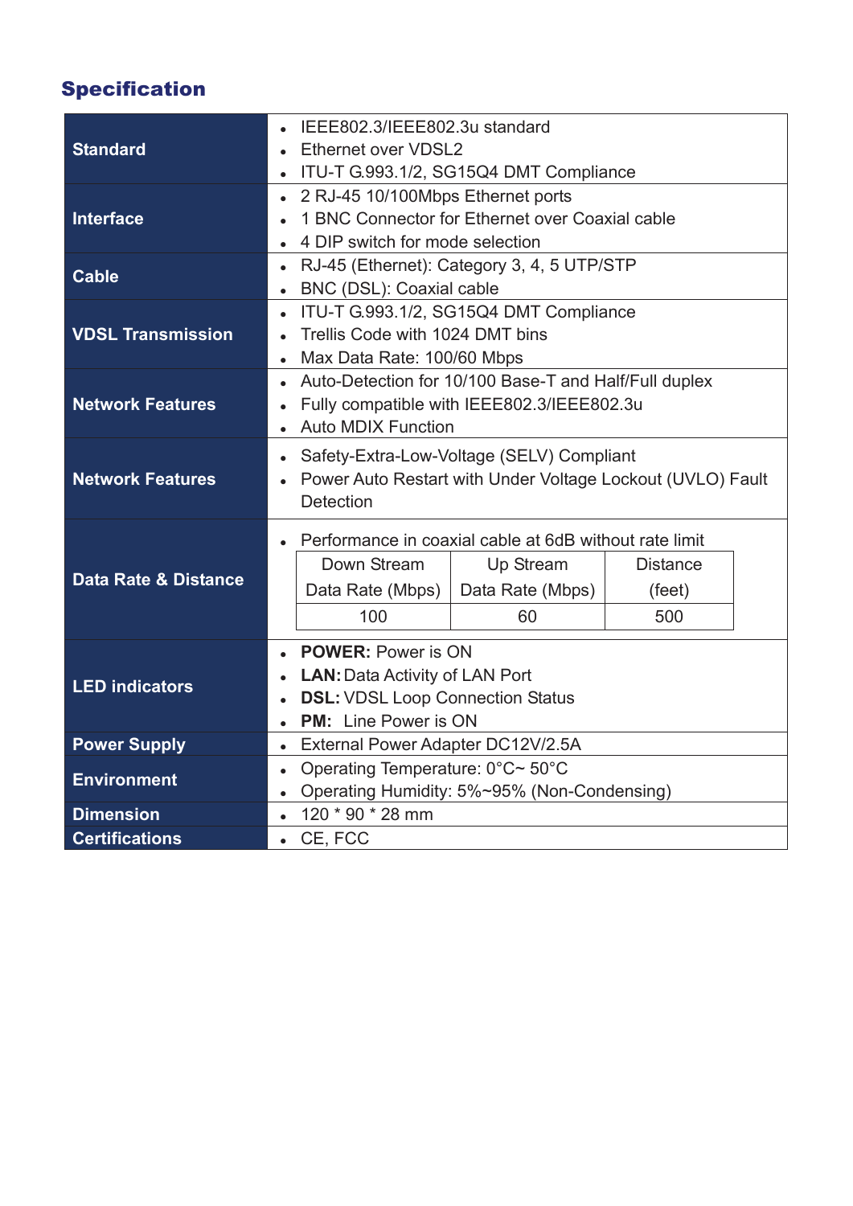## Specification

| | |
|---|---|
| **Standard** | • IEEE802.3/IEEE802.3u standard<br>• Ethernet over VDSL2<br>• ITU-T G.993.1/2, SG15Q4 DMT Compliance |
| **Interface** | • 2 RJ-45 10/100Mbps Ethernet ports<br>• 1 BNC Connector for Ethernet over Coaxial cable<br>• 4 DIP switch for mode selection |
| **Cable** | • RJ-45 (Ethernet): Category 3, 4, 5 UTP/STP<br>• BNC (DSL): Coaxial cable |
| **VDSL Transmission** | • ITU-T G.993.1/2, SG15Q4 DMT Compliance<br>• Trellis Code with 1024 DMT bins<br>• Max Data Rate: 100/60 Mbps |
| **Network Features** | • Auto-Detection for 10/100 Base-T and Half/Full duplex<br>• Fully compatible with IEEE802.3/IEEE802.3u<br>• Auto MDIX Function |
| **Network Features** | • Safety-Extra-Low-Voltage (SELV) Compliant<br>• Power Auto Restart with Under Voltage Lockout (UVLO) Fault Detection |
| **Data Rate & Distance** | • Performance in coaxial cable at 6dB without rate limit<br>Down Stream Data Rate (Mbps): 100 / Up Stream Data Rate (Mbps): 60 / Distance (feet): 500 |
| **LED indicators** | • **POWER:** Power is ON<br>• **LAN:** Data Activity of LAN Port<br>• **DSL:** VDSL Loop Connection Status<br>• **PM:** Line Power is ON |
| **Power Supply** | • External Power Adapter DC12V/2.5A |
| **Environment** | • Operating Temperature: 0°C~ 50°C<br>• Operating Humidity: 5%~95% (Non-Condensing) |
| **Dimension** | • 120 * 90 * 28 mm |
| **Certifications** | • CE, FCC |

Data Rate & Distance (performance in coaxial cable at 6dB without rate limit):

| Down Stream Data Rate (Mbps) | Up Stream Data Rate (Mbps) | Distance (feet) |
|---|---|---|
| 100 | 60 | 500 |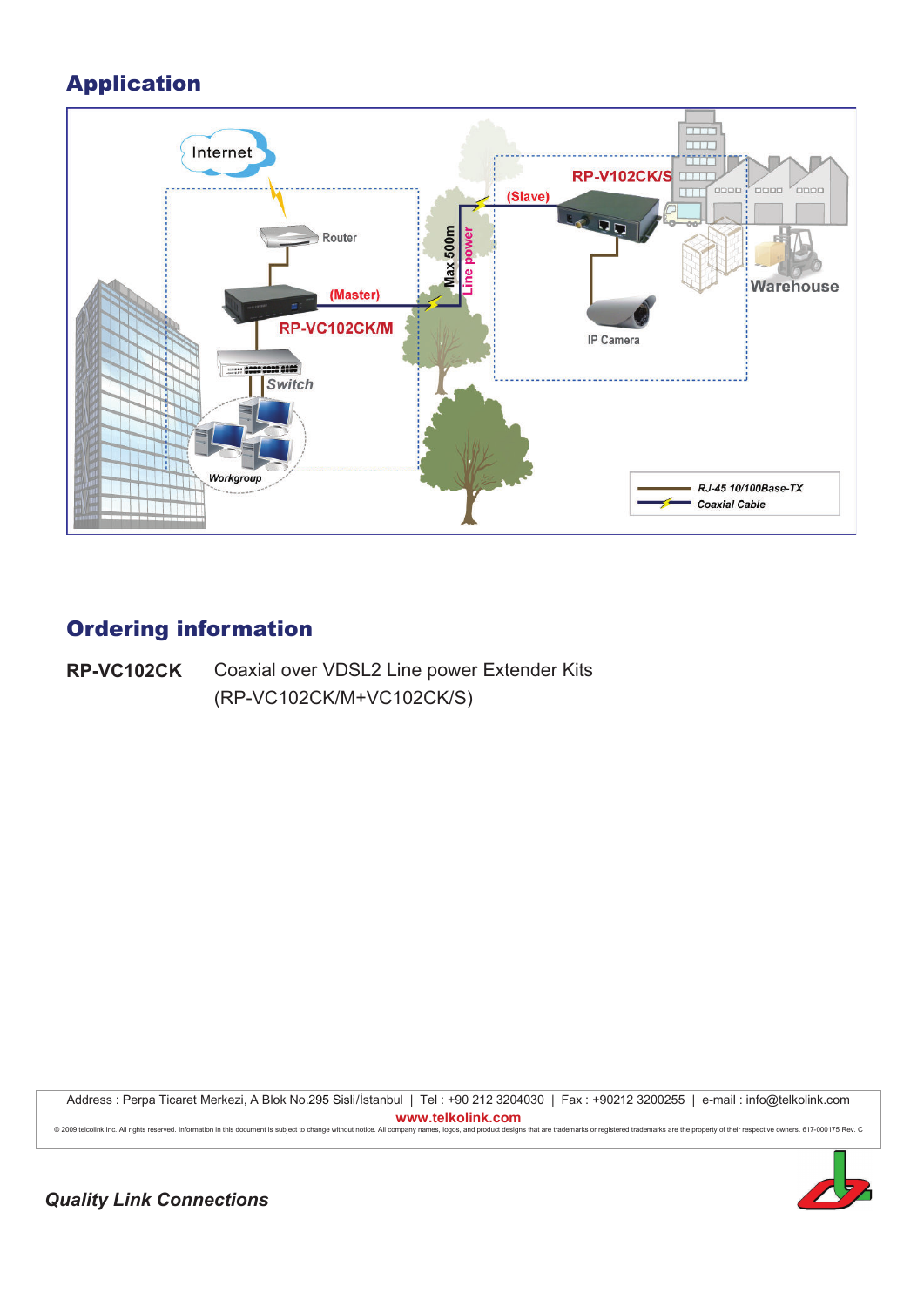## Application

Internet

Router

(Master)

RP-VC102CK/M

Switch

Workgroup

Max 500m

Line power

(Slave)

RP-V102CK/S

IP Camera

Warehouse

RJ-45 10/100Base-TX

Coaxial Cable

## Ordering information

**RP-VC102CK** Coaxial over VDSL2 Line power Extender Kits (RP-VC102CK/M+VC102CK/S)

Address : Perpa Ticaret Merkezi, A Blok No.295 Sisli/İstanbul | Tel : +90 212 3204030 | Fax : +90212 3200255 | e-mail : info@telkolink.com

**www.telkolink.com**

© 2009 telcolink Inc. All rights reserved. Information in this document is subject to change without notice. All company names, logos, and product designs that are trademarks or registered trademarks are the property of their respective owners. 617-000175 Rev. C

***Quality Link Connections***